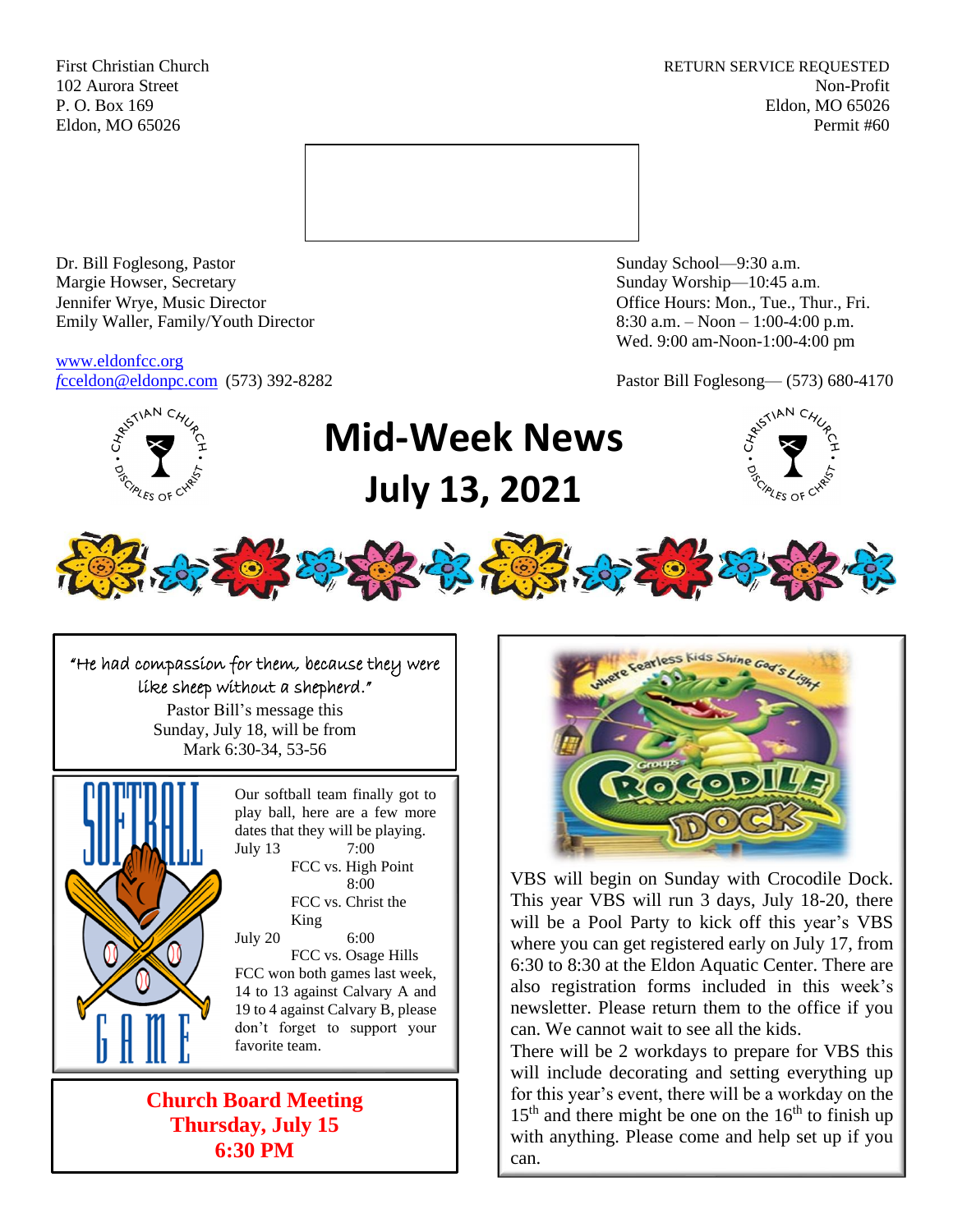First Christian Church
102 Aurora Street
P. O. Box 169
Eldon, MO 65026

RETURN SERVICE REQUESTED
Non-Profit
Eldon, MO 65026
Permit #60

Dr. Bill Foglesong, Pastor
Margie Howser, Secretary
Jennifer Wrye, Music Director
Emily Waller, Family/Youth Director

www.eldonfcc.org
fcceldon@eldonpc.com (573) 392-8282

Sunday School—9:30 a.m.
Sunday Worship—10:45 a.m.
Office Hours: Mon., Tue., Thur., Fri.
8:30 a.m. – Noon – 1:00-4:00 p.m.
Wed. 9:00 am-Noon-1:00-4:00 pm

Pastor Bill Foglesong— (573) 680-4170

# Mid-Week News
# July 13, 2021

"He had compassion for them, because they were like sheep without a shepherd."
Pastor Bill's message this Sunday, July 18, will be from Mark 6:30-34, 53-56

## SOFTBALL GAME

Our softball team finally got to play ball, here are a few more dates that they will be playing.

July 13 — 7:00 FCC vs. High Point
8:00 FCC vs. Christ the King

July 20 — 6:00 FCC vs. Osage Hills

FCC won both games last week, 14 to 13 against Calvary A and 19 to 4 against Calvary B, please don't forget to support your favorite team.

**Church Board Meeting**
**Thursday, July 15**
**6:30 PM**

Where Fearless Kids Shine God's Light — Crocodile Dock

VBS will begin on Sunday with Crocodile Dock. This year VBS will run 3 days, July 18-20, there will be a Pool Party to kick off this year's VBS where you can get registered early on July 17, from 6:30 to 8:30 at the Eldon Aquatic Center. There are also registration forms included in this week's newsletter. Please return them to the office if you can. We cannot wait to see all the kids.

There will be 2 workdays to prepare for VBS this will include decorating and setting everything up for this year's event, there will be a workday on the 15th and there might be one on the 16th to finish up with anything. Please come and help set up if you can.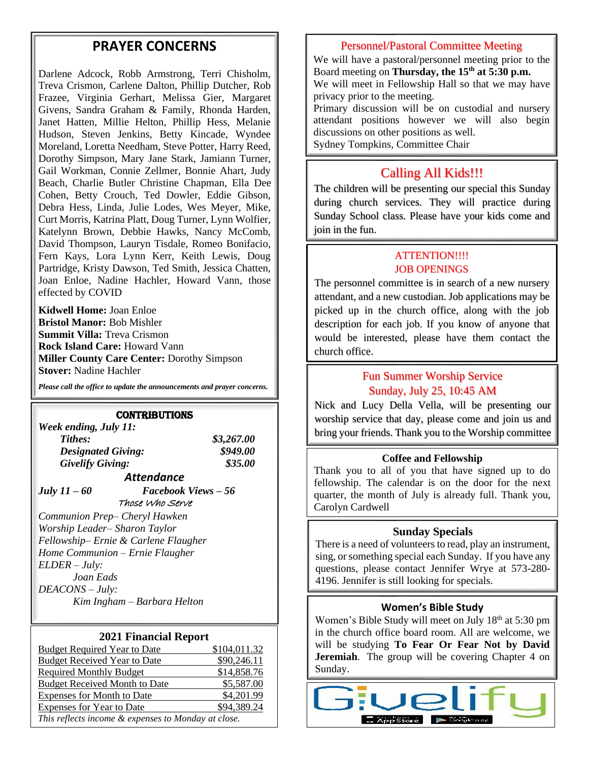## PRAYER CONCERNS

Darlene Adcock, Robb Armstrong, Terri Chisholm, Treva Crismon, Carlene Dalton, Phillip Dutcher, Rob Frazee, Virginia Gerhart, Melissa Gier, Margaret Givens, Sandra Graham & Family, Rhonda Harden, Janet Hatten, Millie Helton, Phillip Hess, Melanie Hudson, Steven Jenkins, Betty Kincade, Wyndee Moreland, Loretta Needham, Steve Potter, Harry Reed, Dorothy Simpson, Mary Jane Stark, Jamiann Turner, Gail Workman, Connie Zellmer, Bonnie Ahart, Judy Beach, Charlie Butler Christine Chapman, Ella Dee Cohen, Betty Crouch, Ted Dowler, Eddie Gibson, Debra Hess, Linda, Julie Lodes, Wes Meyer, Mike, Curt Morris, Katrina Platt, Doug Turner, Lynn Wolfier, Katelynn Brown, Debbie Hawks, Nancy McComb, David Thompson, Lauryn Tisdale, Romeo Bonifacio, Fern Kays, Lora Lynn Kerr, Keith Lewis, Doug Partridge, Kristy Dawson, Ted Smith, Jessica Chatten, Joan Enloe, Nadine Hachler, Howard Vann, those effected by COVID

**Kidwell Home:** Joan Enloe
**Bristol Manor:** Bob Mishler
**Summit Villa:** Treva Crismon
**Rock Island Care:** Howard Vann
**Miller County Care Center:** Dorothy Simpson
**Stover:** Nadine Hachler

***Please call the office to update the announcements and prayer concerns.***

### CONTRIBUTIONS

*Week ending, July 11:*

| | |
|---|---|
| ***Tithes:*** | ***$3,267.00*** |
| ***Designated Giving:*** | ***$949.00*** |
| ***Givelify Giving:*** | ***$35.00*** |

### *Attendance*

***July 11 – 60*** ***Facebook Views – 56***

*Those Who Serve*

*Communion Prep– Cheryl Hawken*
*Worship Leader– Sharon Taylor*
*Fellowship– Ernie & Carlene Flaugher*
*Home Communion – Ernie Flaugher*
*ELDER – July:*
*Joan Eads*
*DEACONS – July:*
*Kim Ingham – Barbara Helton*

### 2021 Financial Report

| | |
|---|---|
| Budget Required Year to Date | $104,011.32 |
| Budget Received Year to Date | $90,246.11 |
| Required Monthly Budget | $14,858.76 |
| Budget Received Month to Date | $5,587.00 |
| Expenses for Month to Date | $4,201.99 |
| Expenses for Year to Date | $94,389.24 |

*This reflects income & expenses to Monday at close.*

### Personnel/Pastoral Committee Meeting

We will have a pastoral/personnel meeting prior to the Board meeting on **Thursday, the 15th at 5:30 p.m.**
We will meet in Fellowship Hall so that we may have privacy prior to the meeting.
Primary discussion will be on custodial and nursery attendant positions however we will also begin discussions on other positions as well.
Sydney Tompkins, Committee Chair

### Calling All Kids!!!

The children will be presenting our special this Sunday during church services. They will practice during Sunday School class. Please have your kids come and join in the fun.

### ATTENTION!!!!
### JOB OPENINGS

The personnel committee is in search of a new nursery attendant, and a new custodian. Job applications may be picked up in the church office, along with the job description for each job. If you know of anyone that would be interested, please have them contact the church office.

### Fun Summer Worship Service
### Sunday, July 25, 10:45 AM

Nick and Lucy Della Vella, will be presenting our worship service that day, please come and join us and bring your friends. Thank you to the Worship committee

### Coffee and Fellowship

Thank you to all of you that have signed up to do fellowship. The calendar is on the door for the next quarter, the month of July is already full. Thank you, Carolyn Cardwell

### Sunday Specials

There is a need of volunteers to read, play an instrument, sing, or something special each Sunday. If you have any questions, please contact Jennifer Wrye at 573-280-4196. Jennifer is still looking for specials.

### Women's Bible Study

Women's Bible Study will meet on July 18th at 5:30 pm in the church office board room. All are welcome, we will be studying **To Fear Or Fear Not by David Jeremiah**. The group will be covering Chapter 4 on Sunday.

Givelify